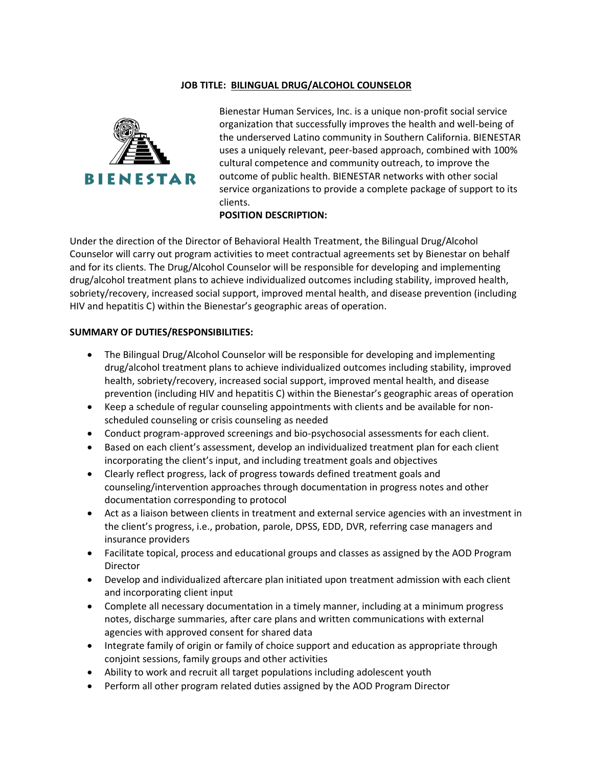**JOB TITLE: BILINGUAL DRUG/ALCOHOL COUNSELOR**

BIENESTAR

Bienestar Human Services, Inc. is a unique non-profit social service organization that successfully improves the health and well-being of the underserved Latino community in Southern California. BIENESTAR uses a uniquely relevant, peer-based approach, combined with 100% cultural competence and community outreach, to improve the outcome of public health. BIENESTAR networks with other social service organizations to provide a complete package of support to its clients.

**POSITION DESCRIPTION:**

Under the direction of the Director of Behavioral Health Treatment, the Bilingual Drug/Alcohol Counselor will carry out program activities to meet contractual agreements set by Bienestar on behalf and for its clients. The Drug/Alcohol Counselor will be responsible for developing and implementing drug/alcohol treatment plans to achieve individualized outcomes including stability, improved health, sobriety/recovery, increased social support, improved mental health, and disease prevention (including HIV and hepatitis C) within the Bienestar's geographic areas of operation.

**SUMMARY OF DUTIES/RESPONSIBILITIES:**

- The Bilingual Drug/Alcohol Counselor will be responsible for developing and implementing drug/alcohol treatment plans to achieve individualized outcomes including stability, improved health, sobriety/recovery, increased social support, improved mental health, and disease prevention (including HIV and hepatitis C) within the Bienestar's geographic areas of operation
- Keep a schedule of regular counseling appointments with clients and be available for non-scheduled counseling or crisis counseling as needed
- Conduct program-approved screenings and bio-psychosocial assessments for each client.
- Based on each client's assessment, develop an individualized treatment plan for each client incorporating the client's input, and including treatment goals and objectives
- Clearly reflect progress, lack of progress towards defined treatment goals and counseling/intervention approaches through documentation in progress notes and other documentation corresponding to protocol
- Act as a liaison between clients in treatment and external service agencies with an investment in the client's progress, i.e., probation, parole, DPSS, EDD, DVR, referring case managers and insurance providers
- Facilitate topical, process and educational groups and classes as assigned by the AOD Program Director
- Develop and individualized aftercare plan initiated upon treatment admission with each client and incorporating client input
- Complete all necessary documentation in a timely manner, including at a minimum progress notes, discharge summaries, after care plans and written communications with external agencies with approved consent for shared data
- Integrate family of origin or family of choice support and education as appropriate through conjoint sessions, family groups and other activities
- Ability to work and recruit all target populations including adolescent youth
- Perform all other program related duties assigned by the AOD Program Director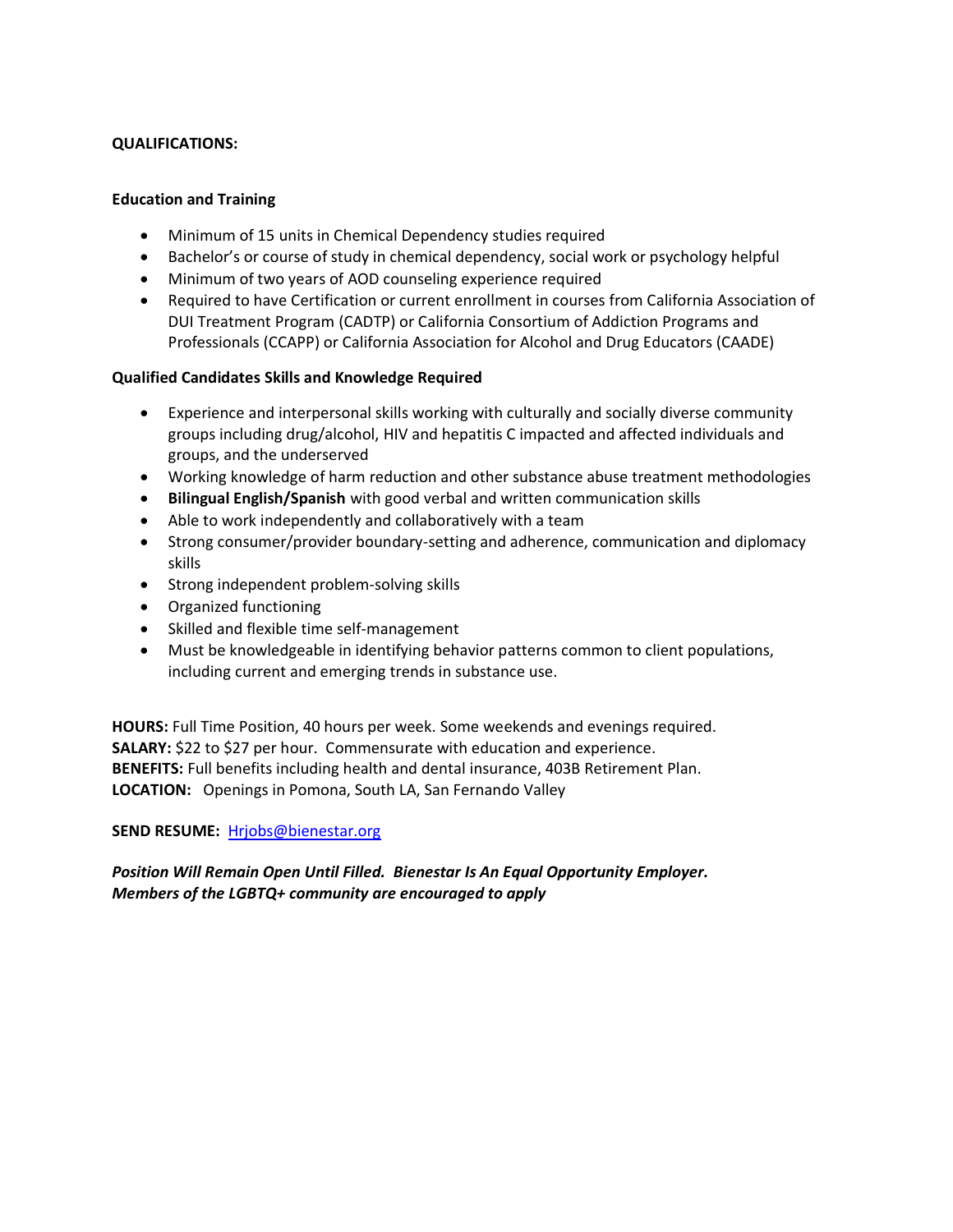**QUALIFICATIONS:**

**Education and Training**

- Minimum of 15 units in Chemical Dependency studies required
- Bachelor's or course of study in chemical dependency, social work or psychology helpful
- Minimum of two years of AOD counseling experience required
- Required to have Certification or current enrollment in courses from California Association of DUI Treatment Program (CADTP) or California Consortium of Addiction Programs and Professionals (CCAPP) or California Association for Alcohol and Drug Educators (CAADE)

**Qualified Candidates Skills and Knowledge Required**

- Experience and interpersonal skills working with culturally and socially diverse community groups including drug/alcohol, HIV and hepatitis C impacted and affected individuals and groups, and the underserved
- Working knowledge of harm reduction and other substance abuse treatment methodologies
- **Bilingual English/Spanish** with good verbal and written communication skills
- Able to work independently and collaboratively with a team
- Strong consumer/provider boundary-setting and adherence, communication and diplomacy skills
- Strong independent problem-solving skills
- Organized functioning
- Skilled and flexible time self-management
- Must be knowledgeable in identifying behavior patterns common to client populations, including current and emerging trends in substance use.

**HOURS:** Full Time Position, 40 hours per week. Some weekends and evenings required.
**SALARY:** $22 to $27 per hour. Commensurate with education and experience.
**BENEFITS:** Full benefits including health and dental insurance, 403B Retirement Plan.
**LOCATION:** Openings in Pomona, South LA, San Fernando Valley

**SEND RESUME:** Hrjobs@bienestar.org

***Position Will Remain Open Until Filled. Bienestar Is An Equal Opportunity Employer.***
***Members of the LGBTQ+ community are encouraged to apply***